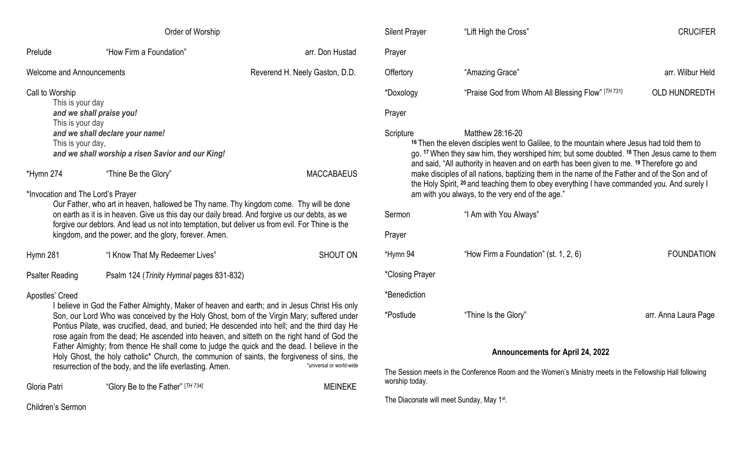## Order of Worship

Prelude — "How Firm a Foundation" — arr. Don Hustad

Welcome and Announcements — Reverend H. Neely Gaston, D.D.

Call to Worship

This is your day
***and we shall praise you!***
This is your day
***and we shall declare your name!***
This is your day,
***and we shall worship a risen Savior and our King!***

*Hymn 274 — "Thine Be the Glory" — MACCABAEUS

*Invocation and The Lord's Prayer

Our Father, who art in heaven, hallowed be Thy name. Thy kingdom come. Thy will be done on earth as it is in heaven. Give us this day our daily bread. And forgive us our debts, as we forgive our debtors. And lead us not into temptation, but deliver us from evil. For Thine is the kingdom, and the power, and the glory, forever. Amen.

Hymn 281 — "I Know That My Redeemer Lives" — SHOUT ON

Psalter Reading — Psalm 124 (*Trinity Hymnal* pages 831-832)

Apostles' Creed

I believe in God the Father Almighty, Maker of heaven and earth; and in Jesus Christ His only Son, our Lord Who was conceived by the Holy Ghost, born of the Virgin Mary; suffered under Pontius Pilate, was crucified, dead, and buried; He descended into hell; and the third day He rose again from the dead; He ascended into heaven, and sitteth on the right hand of God the Father Almighty; from thence He shall come to judge the quick and the dead. I believe in the Holy Ghost, the holy catholic* Church, the communion of saints, the forgiveness of sins, the resurrection of the body, and the life everlasting. Amen.

*universal or world-wide

Gloria Patri — "Glory Be to the Father" [*TH 734*] — MEINEKE

Children's Sermon

Silent Prayer — "Lift High the Cross" — CRUCIFER

Prayer

Offertory — "Amazing Grace" — arr. Wilbur Held

*Doxology — "Praise God from Whom All Blessing Flow" [*TH 731*] — OLD HUNDREDTH

Prayer

Scripture — Matthew 28:16-20

[16] Then the eleven disciples went to Galilee, to the mountain where Jesus had told them to go. [17] When they saw him, they worshiped him; but some doubted. [18] Then Jesus came to them and said, "All authority in heaven and on earth has been given to me. [19] Therefore go and make disciples of all nations, baptizing them in the name of the Father and of the Son and of the Holy Spirit, [20] and teaching them to obey everything I have commanded you. And surely I am with you always, to the very end of the age."

Sermon — "I Am with You Always"

Prayer

*Hymn 94 — "How Firm a Foundation" (st. 1, 2, 6) — FOUNDATION

*Closing Prayer

*Benediction

*Postlude — "Thine Is the Glory" — arr. Anna Laura Page

### Announcements for April 24, 2022

The Session meets in the Conference Room and the Women's Ministry meets in the Fellowship Hall following worship today.

The Diaconate will meet Sunday, May 1st.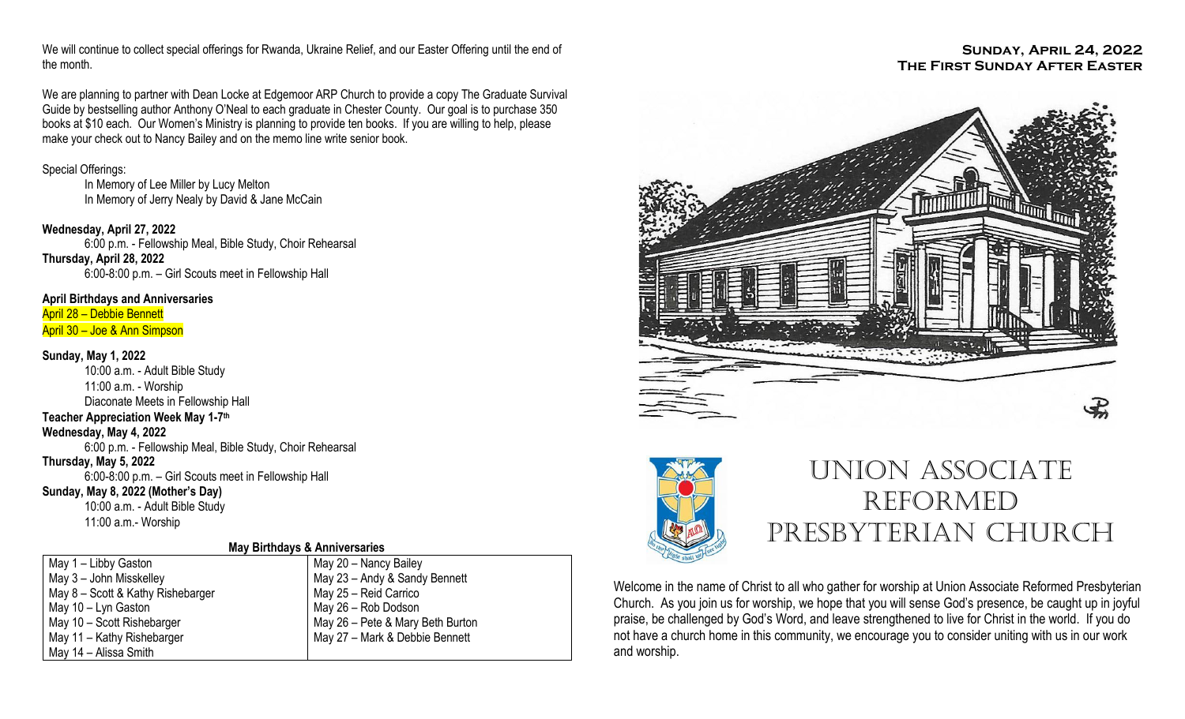We will continue to collect special offerings for Rwanda, Ukraine Relief, and our Easter Offering until the end of the month.

We are planning to partner with Dean Locke at Edgemoor ARP Church to provide a copy The Graduate Survival Guide by bestselling author Anthony O'Neal to each graduate in Chester County. Our goal is to purchase 350 books at $10 each. Our Women's Ministry is planning to provide ten books. If you are willing to help, please make your check out to Nancy Bailey and on the memo line write senior book.

Special Offerings:

In Memory of Lee Miller by Lucy Melton
In Memory of Jerry Nealy by David & Jane McCain

**Wednesday, April 27, 2022**
6:00 p.m. - Fellowship Meal, Bible Study, Choir Rehearsal
**Thursday, April 28, 2022**
6:00-8:00 p.m. – Girl Scouts meet in Fellowship Hall

**April Birthdays and Anniversaries**
April 28 – Debbie Bennett
April 30 – Joe & Ann Simpson

**Sunday, May 1, 2022**
10:00 a.m. - Adult Bible Study
11:00 a.m. - Worship
Diaconate Meets in Fellowship Hall
**Teacher Appreciation Week May 1-7th**
**Wednesday, May 4, 2022**
6:00 p.m. - Fellowship Meal, Bible Study, Choir Rehearsal
**Thursday, May 5, 2022**
6:00-8:00 p.m. – Girl Scouts meet in Fellowship Hall
**Sunday, May 8, 2022 (Mother's Day)**
10:00 a.m. - Adult Bible Study
11:00 a.m.- Worship

**May Birthdays & Anniversaries**

| | |
|---|---|
| May 1 – Libby Gaston | May 20 – Nancy Bailey |
| May 3 – John Misskelley | May 23 – Andy & Sandy Bennett |
| May 8 – Scott & Kathy Rishebarger | May 25 – Reid Carrico |
| May 10 – Lyn Gaston | May 26 – Rob Dodson |
| May 10 – Scott Rishebarger | May 26 – Pete & Mary Beth Burton |
| May 11 – Kathy Rishebarger | May 27 – Mark & Debbie Bennett |
| May 14 – Alissa Smith | |

**Sunday, April 24, 2022**
**The First Sunday After Easter**

# Union Associate Reformed Presbyterian Church

Welcome in the name of Christ to all who gather for worship at Union Associate Reformed Presbyterian Church. As you join us for worship, we hope that you will sense God's presence, be caught up in joyful praise, be challenged by God's Word, and leave strengthened to live for Christ in the world. If you do not have a church home in this community, we encourage you to consider uniting with us in our work and worship.